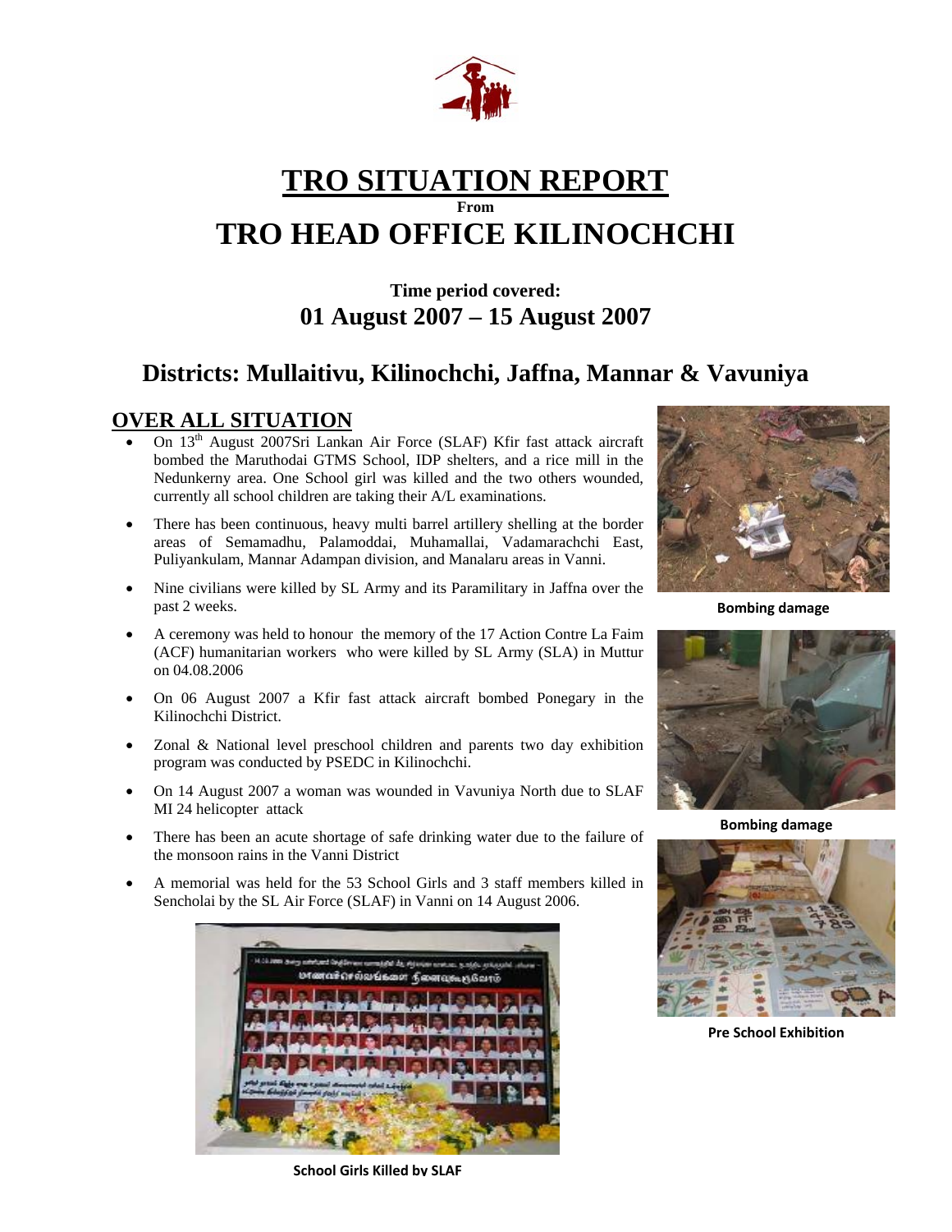# TRO SITUATION REPORT

**From**

# TRO HEAD OFFICE KILINOCHCHI

**Time period covered:**

**01 August 2007 – 15 August 2007**

## Districts: Mullaitivu, Kilinochchi, Jaffna, Mannar & Vavuniya

## OVER ALL SITUATION

- On 13th August 2007Sri Lankan Air Force (SLAF) Kfir fast attack aircraft bombed the Maruthodai GTMS School, IDP shelters, and a rice mill in the Nedunkerny area. One School girl was killed and the two others wounded, currently all school children are taking their A/L examinations.
- There has been continuous, heavy multi barrel artillery shelling at the border areas of Semamadhu, Palamoddai, Muhamallai, Vadamarachchi East, Puliyankulam, Mannar Adampan division, and Manalaru areas in Vanni.
- Nine civilians were killed by SL Army and its Paramilitary in Jaffna over the past 2 weeks.
- A ceremony was held to honour the memory of the 17 Action Contre La Faim (ACF) humanitarian workers who were killed by SL Army (SLA) in Muttur on 04.08.2006
- On 06 August 2007 a Kfir fast attack aircraft bombed Ponegary in the Kilinochchi District.
- Zonal & National level preschool children and parents two day exhibition program was conducted by PSEDC in Kilinochchi.
- On 14 August 2007 a woman was wounded in Vavuniya North due to SLAF MI 24 helicopter attack
- There has been an acute shortage of safe drinking water due to the failure of the monsoon rains in the Vanni District
- A memorial was held for the 53 School Girls and 3 staff members killed in Sencholai by the SL Air Force (SLAF) in Vanni on 14 August 2006.

**Bombing damage**

**Bombing damage**

**Pre School Exhibition**

**School Girls Killed by SLAF**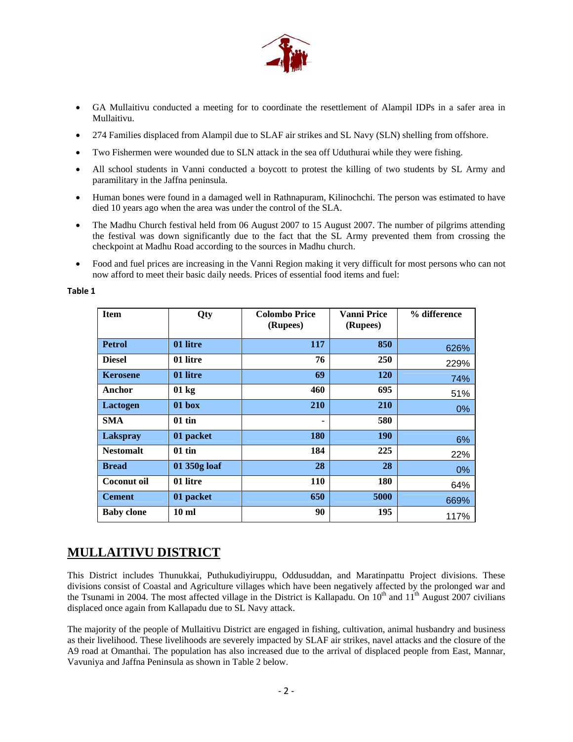- GA Mullaitivu conducted a meeting for to coordinate the resettlement of Alampil IDPs in a safer area in Mullaitivu.
- 274 Families displaced from Alampil due to SLAF air strikes and SL Navy (SLN) shelling from offshore.
- Two Fishermen were wounded due to SLN attack in the sea off Uduthurai while they were fishing.
- All school students in Vanni conducted a boycott to protest the killing of two students by SL Army and paramilitary in the Jaffna peninsula.
- Human bones were found in a damaged well in Rathnapuram, Kilinochchi. The person was estimated to have died 10 years ago when the area was under the control of the SLA.
- The Madhu Church festival held from 06 August 2007 to 15 August 2007. The number of pilgrims attending the festival was down significantly due to the fact that the SL Army prevented them from crossing the checkpoint at Madhu Road according to the sources in Madhu church.
- Food and fuel prices are increasing in the Vanni Region making it very difficult for most persons who can not now afford to meet their basic daily needs. Prices of essential food items and fuel:

**Table 1**

| Item | Qty | Colombo Price (Rupees) | Vanni Price (Rupees) | % difference |
|---|---|---|---|---|
| **Petrol** | **01 litre** | **117** | **850** | 626% |
| **Diesel** | **01 litre** | **76** | **250** | 229% |
| **Kerosene** | **01 litre** | **69** | **120** | 74% |
| **Anchor** | **01 kg** | **460** | **695** | 51% |
| **Lactogen** | **01 box** | **210** | **210** | 0% |
| **SMA** | **01 tin** | **-** | **580** | |
| **Lakspray** | **01 packet** | **180** | **190** | 6% |
| **Nestomalt** | **01 tin** | **184** | **225** | 22% |
| **Bread** | **01 350g loaf** | **28** | **28** | 0% |
| **Coconut oil** | **01 litre** | **110** | **180** | 64% |
| **Cement** | **01 packet** | **650** | **5000** | 669% |
| **Baby clone** | **10 ml** | **90** | **195** | 117% |

## MULLAITIVU DISTRICT

This District includes Thunukkai, Puthukudiyiruppu, Oddusuddan, and Maratinpattu Project divisions. These divisions consist of Coastal and Agriculture villages which have been negatively affected by the prolonged war and the Tsunami in 2004. The most affected village in the District is Kallapadu. On 10th and 11th August 2007 civilians displaced once again from Kallapadu due to SL Navy attack.

The majority of the people of Mullaitivu District are engaged in fishing, cultivation, animal husbandry and business as their livelihood. These livelihoods are severely impacted by SLAF air strikes, navel attacks and the closure of the A9 road at Omanthai. The population has also increased due to the arrival of displaced people from East, Mannar, Vavuniya and Jaffna Peninsula as shown in Table 2 below.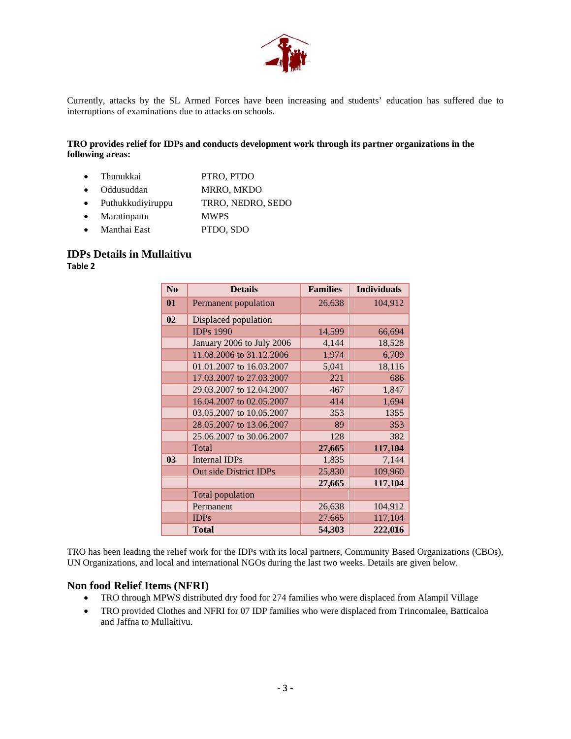Currently, attacks by the SL Armed Forces have been increasing and students' education has suffered due to interruptions of examinations due to attacks on schools.

**TRO provides relief for IDPs and conducts development work through its partner organizations in the following areas:**

- Thunukkai PTRO, PTDO
- Oddusuddan MRRO, MKDO
- Puthukkudiyiruppu TRRO, NEDRO, SEDO
- Maratinpattu MWPS
- Manthai East PTDO, SDO

## IDPs Details in Mullaitivu

**Table 2**

| No | Details | Families | Individuals |
|---|---|---|---|
| **01** | Permanent population | 26,638 | 104,912 |
| **02** | Displaced population | | |
| | IDPs 1990 | 14,599 | 66,694 |
| | January 2006 to July 2006 | 4,144 | 18,528 |
| | 11.08.2006 to 31.12.2006 | 1,974 | 6,709 |
| | 01.01.2007 to 16.03.2007 | 5,041 | 18,116 |
| | 17.03.2007 to 27.03.2007 | 221 | 686 |
| | 29.03.2007 to 12.04.2007 | 467 | 1,847 |
| | 16.04.2007 to 02.05.2007 | 414 | 1,694 |
| | 03.05.2007 to 10.05.2007 | 353 | 1355 |
| | 28.05.2007 to 13.06.2007 | 89 | 353 |
| | 25.06.2007 to 30.06.2007 | 128 | 382 |
| | Total | **27,665** | **117,104** |
| **03** | Internal IDPs | 1,835 | 7,144 |
| | Out side District IDPs | 25,830 | 109,960 |
| | | **27,665** | **117,104** |
| | Total population | | |
| | Permanent | 26,638 | 104,912 |
| | IDPs | 27,665 | 117,104 |
| | **Total** | **54,303** | **222,016** |

TRO has been leading the relief work for the IDPs with its local partners, Community Based Organizations (CBOs), UN Organizations, and local and international NGOs during the last two weeks. Details are given below.

## Non food Relief Items (NFRI)

- TRO through MPWS distributed dry food for 274 families who were displaced from Alampil Village
- TRO provided Clothes and NFRI for 07 IDP families who were displaced from Trincomalee, Batticaloa and Jaffna to Mullaitivu.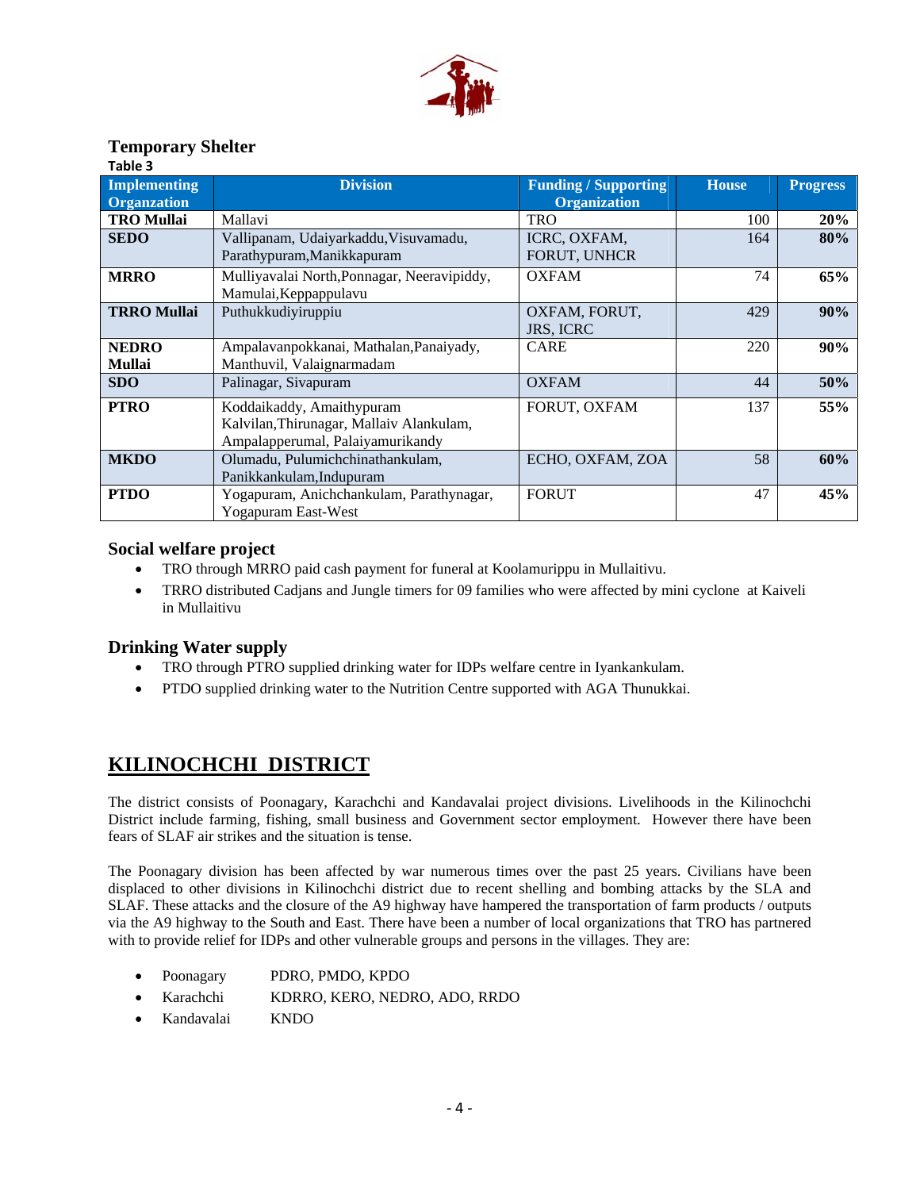### Temporary Shelter

Table 3

| Implementing Organzation | Division | Funding / Supporting Organization | House | Progress |
|---|---|---|---|---|
| **TRO Mullai** | Mallavi | TRO | 100 | **20%** |
| **SEDO** | Vallipanam, Udaiyarkaddu, Visuvamadu, Parathypuram, Manikkapuram | ICRC, OXFAM, FORUT, UNHCR | 164 | **80%** |
| **MRRO** | Mulliyavalai North, Ponnagar, Neeravipiddy, Mamulai, Keppappulavu | OXFAM | 74 | **65%** |
| **TRRO Mullai** | Puthukkudiyiruppiu | OXFAM, FORUT, JRS, ICRC | 429 | **90%** |
| **NEDRO Mullai** | Ampalavanpokkanai, Mathalan, Panaiyady, Manthuvil, Valaignarmadam | CARE | 220 | **90%** |
| **SDO** | Palinagar, Sivapuram | OXFAM | 44 | **50%** |
| **PTRO** | Koddaikaddy, Amaithypuram Kalvilan, Thirunagar, Mallaiv Alankulam, Ampalapperumal, Palaiyamurikandy | FORUT, OXFAM | 137 | **55%** |
| **MKDO** | Olumadu, Pulumichchinathankulam, Panikkankulam, Indupuram | ECHO, OXFAM, ZOA | 58 | **60%** |
| **PTDO** | Yogapuram, Anichchankulam, Parathynagar, Yogapuram East-West | FORUT | 47 | **45%** |

### Social welfare project

- TRO through MRRO paid cash payment for funeral at Koolamurippu in Mullaitivu.
- TRRO distributed Cadjans and Jungle timers for 09 families who were affected by mini cyclone at Kaiveli in Mullaitivu

### Drinking Water supply

- TRO through PTRO supplied drinking water for IDPs welfare centre in Iyankankulam.
- PTDO supplied drinking water to the Nutrition Centre supported with AGA Thunukkai.

## KILINOCHCHI DISTRICT

The district consists of Poonagary, Karachchi and Kandavalai project divisions. Livelihoods in the Kilinochchi District include farming, fishing, small business and Government sector employment. However there have been fears of SLAF air strikes and the situation is tense.

The Poonagary division has been affected by war numerous times over the past 25 years. Civilians have been displaced to other divisions in Kilinochchi district due to recent shelling and bombing attacks by the SLA and SLAF. These attacks and the closure of the A9 highway have hampered the transportation of farm products / outputs via the A9 highway to the South and East. There have been a number of local organizations that TRO has partnered with to provide relief for IDPs and other vulnerable groups and persons in the villages. They are:

- Poonagary PDRO, PMDO, KPDO
- Karachchi KDRRO, KERO, NEDRO, ADO, RRDO
- Kandavalai KNDO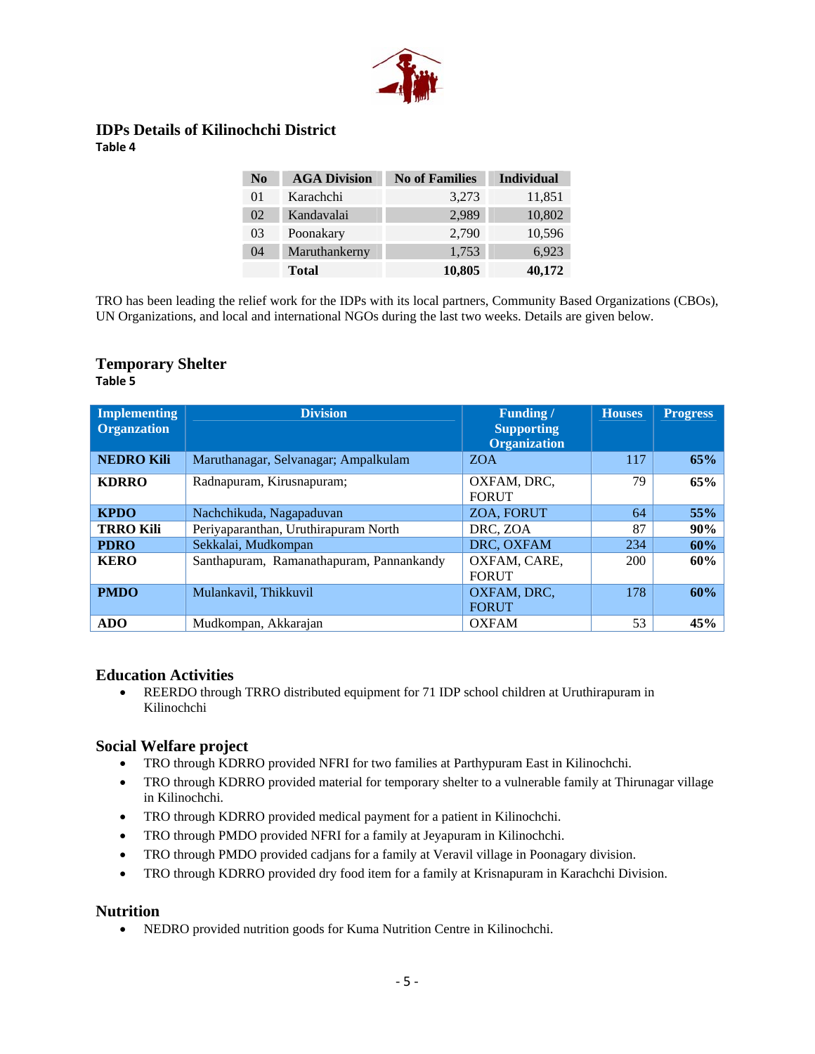## IDPs Details of Kilinochchi District

**Table 4**

| No | AGA Division | No of Families | Individual |
|---|---|---|---|
| 01 | Karachchi | 3,273 | 11,851 |
| 02 | Kandavalai | 2,989 | 10,802 |
| 03 | Poonakary | 2,790 | 10,596 |
| 04 | Maruthankerny | 1,753 | 6,923 |
| | **Total** | **10,805** | **40,172** |

TRO has been leading the relief work for the IDPs with its local partners, Community Based Organizations (CBOs), UN Organizations, and local and international NGOs during the last two weeks. Details are given below.

## Temporary Shelter

**Table 5**

| Implementing Organzation | Division | Funding / Supporting Organization | Houses | Progress |
|---|---|---|---|---|
| **NEDRO Kili** | Maruthanagar, Selvanagar; Ampalkulam | ZOA | 117 | **65%** |
| **KDRRO** | Radnapuram, Kirusnapuram; | OXFAM, DRC, FORUT | 79 | **65%** |
| **KPDO** | Nachchikuda, Nagapaduvan | ZOA, FORUT | 64 | **55%** |
| **TRRO Kili** | Periyaparanthan, Uruthirapuram North | DRC, ZOA | 87 | **90%** |
| **PDRO** | Sekkalai, Mudkompan | DRC, OXFAM | 234 | **60%** |
| **KERO** | Santhapuram, Ramanathapuram, Pannankandy | OXFAM, CARE, FORUT | 200 | **60%** |
| **PMDO** | Mulankavil, Thikkuvil | OXFAM, DRC, FORUT | 178 | **60%** |
| **ADO** | Mudkompan, Akkarajan | OXFAM | 53 | **45%** |

## Education Activities

- REERDO through TRRO distributed equipment for 71 IDP school children at Uruthirapuram in Kilinochchi

## Social Welfare project

- TRO through KDRRO provided NFRI for two families at Parthypuram East in Kilinochchi.
- TRO through KDRRO provided material for temporary shelter to a vulnerable family at Thirunagar village in Kilinochchi.
- TRO through KDRRO provided medical payment for a patient in Kilinochchi.
- TRO through PMDO provided NFRI for a family at Jeyapuram in Kilinochchi.
- TRO through PMDO provided cadjans for a family at Veravil village in Poonagary division.
- TRO through KDRRO provided dry food item for a family at Krisnapuram in Karachchi Division.

## Nutrition

- NEDRO provided nutrition goods for Kuma Nutrition Centre in Kilinochchi.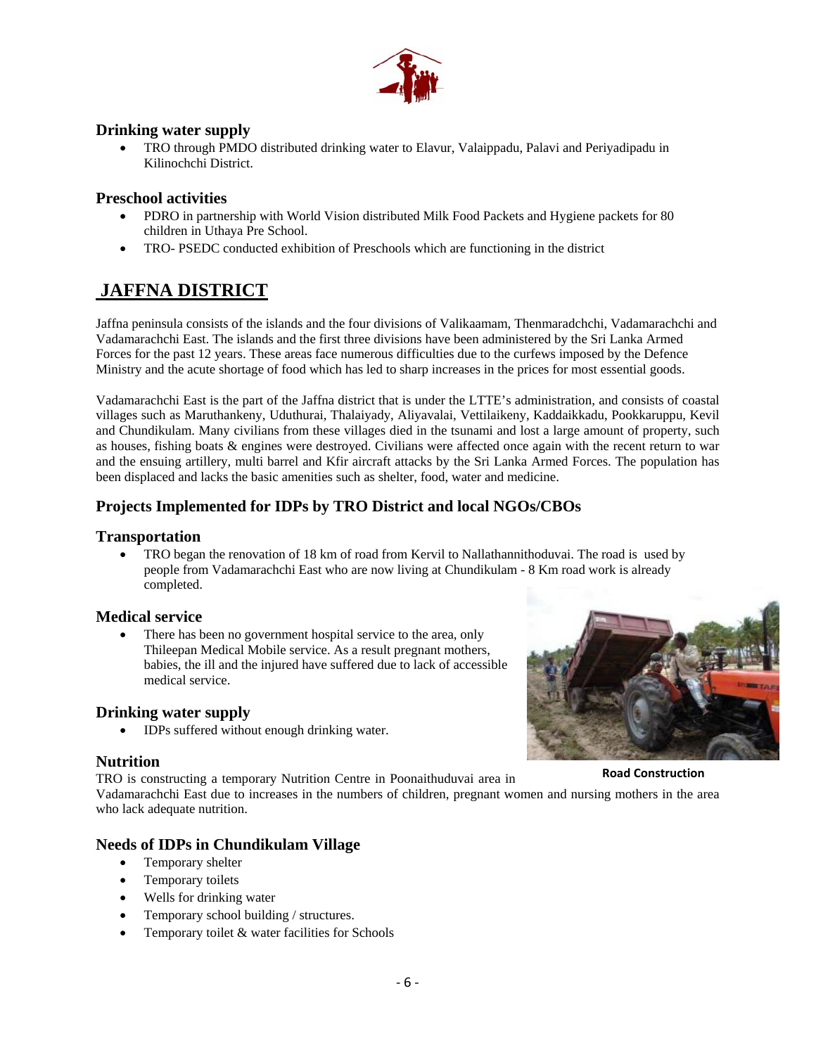### Drinking water supply

- TRO through PMDO distributed drinking water to Elavur, Valaippadu, Palavi and Periyadipadu in Kilinochchi District.

### Preschool activities

- PDRO in partnership with World Vision distributed Milk Food Packets and Hygiene packets for 80 children in Uthaya Pre School.
- TRO- PSEDC conducted exhibition of Preschools which are functioning in the district

## JAFFNA DISTRICT

Jaffna peninsula consists of the islands and the four divisions of Valikaamam, Thenmaradchchi, Vadamarachchi and Vadamarachchi East. The islands and the first three divisions have been administered by the Sri Lanka Armed Forces for the past 12 years. These areas face numerous difficulties due to the curfews imposed by the Defence Ministry and the acute shortage of food which has led to sharp increases in the prices for most essential goods.

Vadamarachchi East is the part of the Jaffna district that is under the LTTE's administration, and consists of coastal villages such as Maruthankeny, Uduthurai, Thalaiyady, Aliyavalai, Vettilaikeny, Kaddaikkadu, Pookkaruppu, Kevil and Chundikulam. Many civilians from these villages died in the tsunami and lost a large amount of property, such as houses, fishing boats & engines were destroyed. Civilians were affected once again with the recent return to war and the ensuing artillery, multi barrel and Kfir aircraft attacks by the Sri Lanka Armed Forces. The population has been displaced and lacks the basic amenities such as shelter, food, water and medicine.

### Projects Implemented for IDPs by TRO District and local NGOs/CBOs

### Transportation

- TRO began the renovation of 18 km of road from Kervil to Nallathannithoduvai. The road is used by people from Vadamarachchi East who are now living at Chundikulam - 8 Km road work is already completed.

### Medical service

- There has been no government hospital service to the area, only Thileepan Medical Mobile service. As a result pregnant mothers, babies, the ill and the injured have suffered due to lack of accessible medical service.

### Drinking water supply

- IDPs suffered without enough drinking water.

**Road Construction**

### Nutrition

TRO is constructing a temporary Nutrition Centre in Poonaithuduvai area in Vadamarachchi East due to increases in the numbers of children, pregnant women and nursing mothers in the area who lack adequate nutrition.

### Needs of IDPs in Chundikulam Village

- Temporary shelter
- Temporary toilets
- Wells for drinking water
- Temporary school building / structures.
- Temporary toilet & water facilities for Schools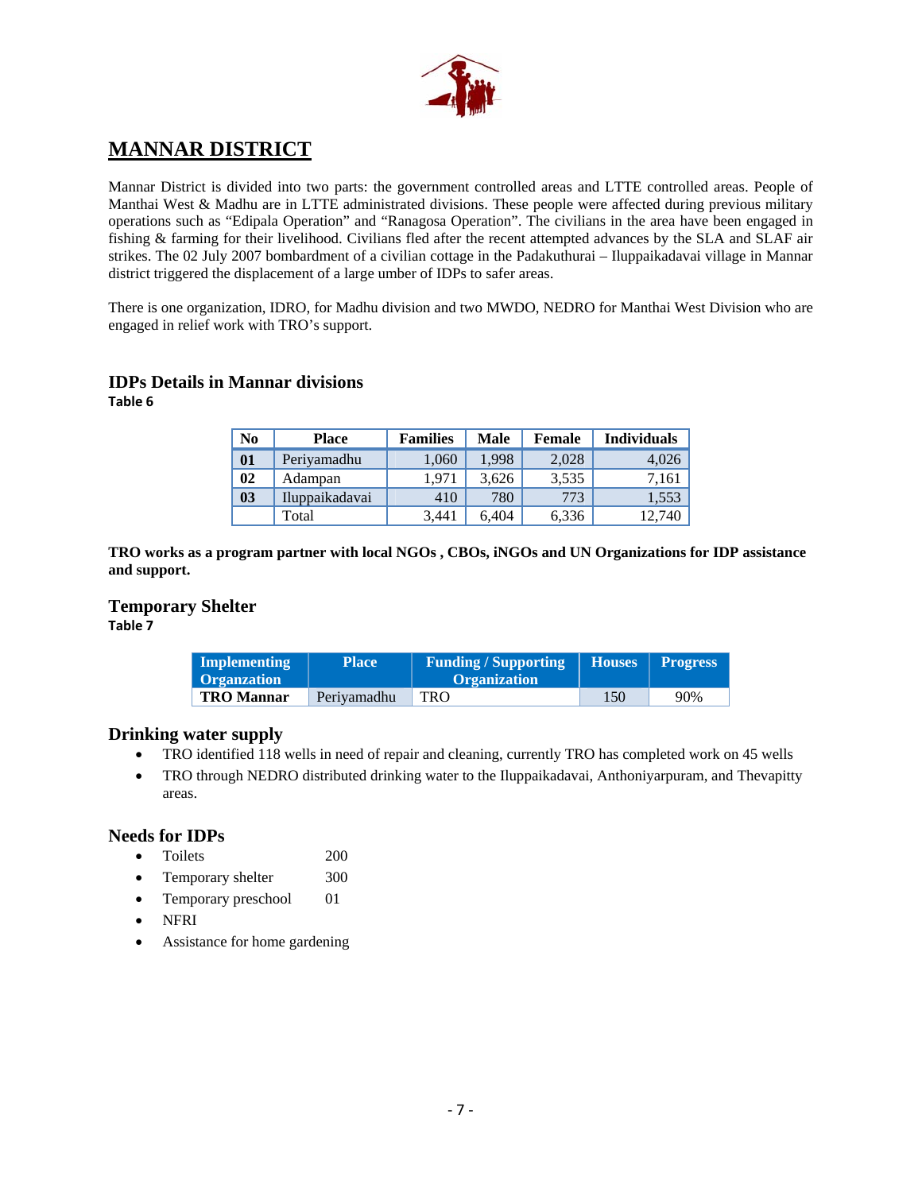# MANNAR DISTRICT

Mannar District is divided into two parts: the government controlled areas and LTTE controlled areas. People of Manthai West & Madhu are in LTTE administrated divisions. These people were affected during previous military operations such as "Edipala Operation" and "Ranagosa Operation". The civilians in the area have been engaged in fishing & farming for their livelihood. Civilians fled after the recent attempted advances by the SLA and SLAF air strikes. The 02 July 2007 bombardment of a civilian cottage in the Padakuthurai – Iluppaikadavai village in Mannar district triggered the displacement of a large umber of IDPs to safer areas.

There is one organization, IDRO, for Madhu division and two MWDO, NEDRO for Manthai West Division who are engaged in relief work with TRO's support.

## IDPs Details in Mannar divisions

**Table 6**

| No | Place | Families | Male | Female | Individuals |
|---|---|---|---|---|---|
| **01** | Periyamadhu | 1,060 | 1,998 | 2,028 | 4,026 |
| **02** | Adampan | 1,971 | 3,626 | 3,535 | 7,161 |
| **03** | Iluppaikadavai | 410 | 780 | 773 | 1,553 |
| | Total | 3,441 | 6,404 | 6,336 | 12,740 |

**TRO works as a program partner with local NGOs , CBOs, iNGOs and UN Organizations for IDP assistance and support.**

## Temporary Shelter

**Table 7**

| Implementing Organzation | Place | Funding / Supporting Organization | Houses | Progress |
|---|---|---|---|---|
| **TRO Mannar** | Periyamadhu | TRO | 150 | 90% |

## Drinking water supply

- TRO identified 118 wells in need of repair and cleaning, currently TRO has completed work on 45 wells
- TRO through NEDRO distributed drinking water to the Iluppaikadavai, Anthoniyarpuram, and Thevapitty areas.

## Needs for IDPs

- Toilets 200
- Temporary shelter 300
- Temporary preschool 01
- NFRI
- Assistance for home gardening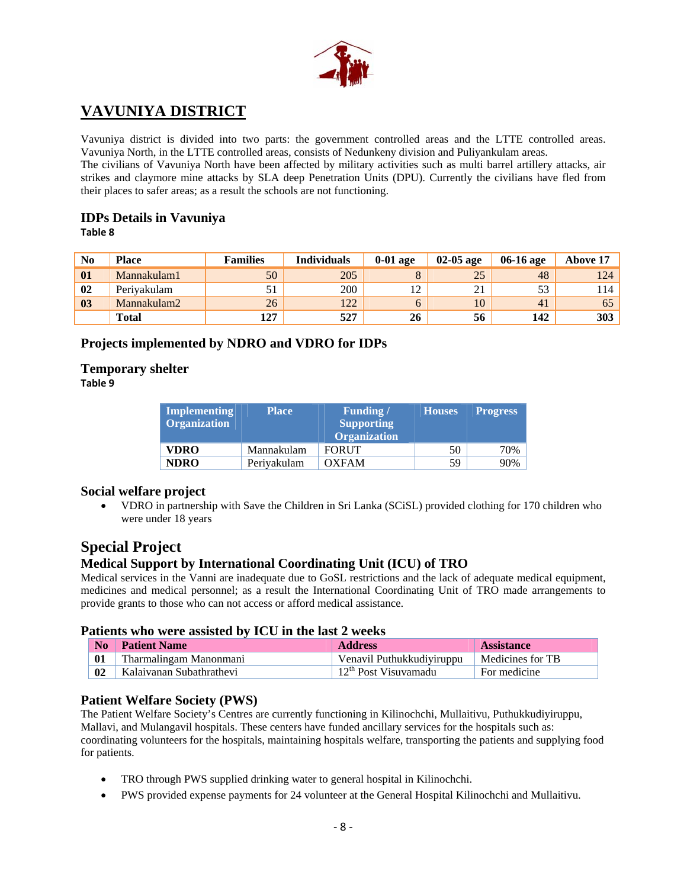# VAVUNIYA DISTRICT

Vavuniya district is divided into two parts: the government controlled areas and the LTTE controlled areas. Vavuniya North, in the LTTE controlled areas, consists of Nedunkeny division and Puliyankulam areas.
The civilians of Vavuniya North have been affected by military activities such as multi barrel artillery attacks, air strikes and claymore mine attacks by SLA deep Penetration Units (DPU). Currently the civilians have fled from their places to safer areas; as a result the schools are not functioning.

## IDPs Details in Vavuniya

**Table 8**

| No | Place | Families | Individuals | 0-01 age | 02-05 age | 06-16 age | Above 17 |
|---|---|---|---|---|---|---|---|
| **01** | Mannakulam1 | 50 | 205 | 8 | 25 | 48 | 124 |
| **02** | Periyakulam | 51 | 200 | 12 | 21 | 53 | 114 |
| **03** | Mannakulam2 | 26 | 122 | 6 | 10 | 41 | 65 |
| | **Total** | **127** | **527** | **26** | **56** | **142** | **303** |

## Projects implemented by NDRO and VDRO for IDPs

## Temporary shelter

**Table 9**

| Implementing Organization | Place | Funding / Supporting Organization | Houses | Progress |
|---|---|---|---|---|
| **VDRO** | Mannakulam | FORUT | 50 | 70% |
| **NDRO** | Periyakulam | OXFAM | 59 | 90% |

## Social welfare project

- VDRO in partnership with Save the Children in Sri Lanka (SCiSL) provided clothing for 170 children who were under 18 years

# Special Project

## Medical Support by International Coordinating Unit (ICU) of TRO

Medical services in the Vanni are inadequate due to GoSL restrictions and the lack of adequate medical equipment, medicines and medical personnel; as a result the International Coordinating Unit of TRO made arrangements to provide grants to those who can not access or afford medical assistance.

## Patients who were assisted by ICU in the last 2 weeks

| No | Patient Name | Address | Assistance |
|---|---|---|---|
| **01** | Tharmalingam Manonmani | Venavil Puthukkudiyiruppu | Medicines for TB |
| **02** | Kalaivanan Subathrathevi | 12th Post Visuvamadu | For medicine |

## Patient Welfare Society (PWS)

The Patient Welfare Society's Centres are currently functioning in Kilinochchi, Mullaitivu, Puthukkudiyiruppu, Mallavi, and Mulangavil hospitals. These centers have funded ancillary services for the hospitals such as: coordinating volunteers for the hospitals, maintaining hospitals welfare, transporting the patients and supplying food for patients.

- TRO through PWS supplied drinking water to general hospital in Kilinochchi.
- PWS provided expense payments for 24 volunteer at the General Hospital Kilinochchi and Mullaitivu.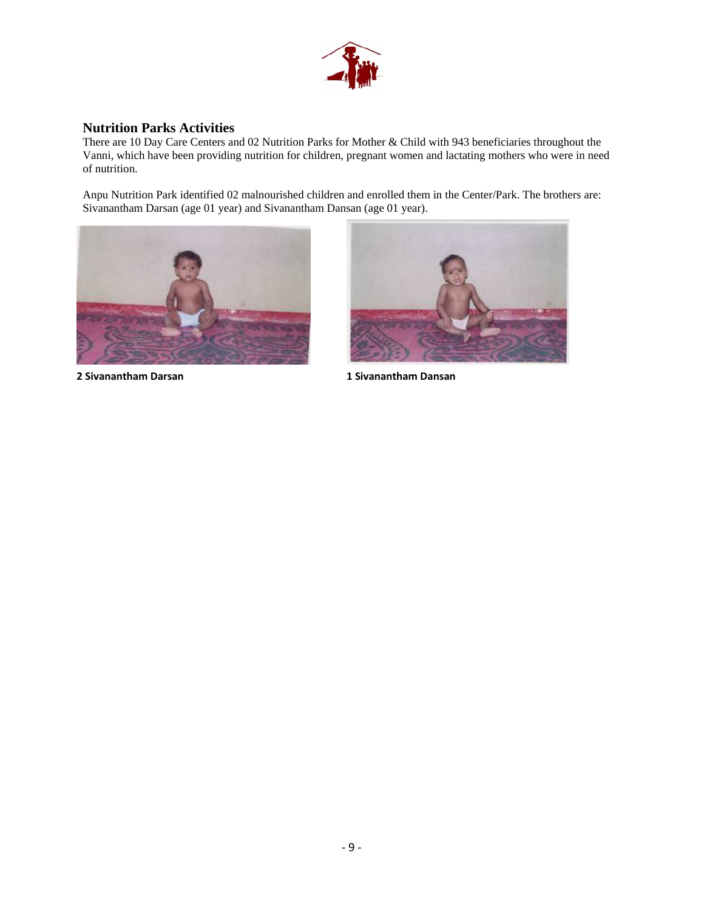## Nutrition Parks Activities

There are 10 Day Care Centers and 02 Nutrition Parks for Mother & Child with 943 beneficiaries throughout the Vanni, which have been providing nutrition for children, pregnant women and lactating mothers who were in need of nutrition.

Anpu Nutrition Park identified 02 malnourished children and enrolled them in the Center/Park. The brothers are: Sivanantham Darsan (age 01 year) and Sivanantham Dansan (age 01 year).

**2 Sivanantham Darsan**

**1 Sivanantham Dansan**